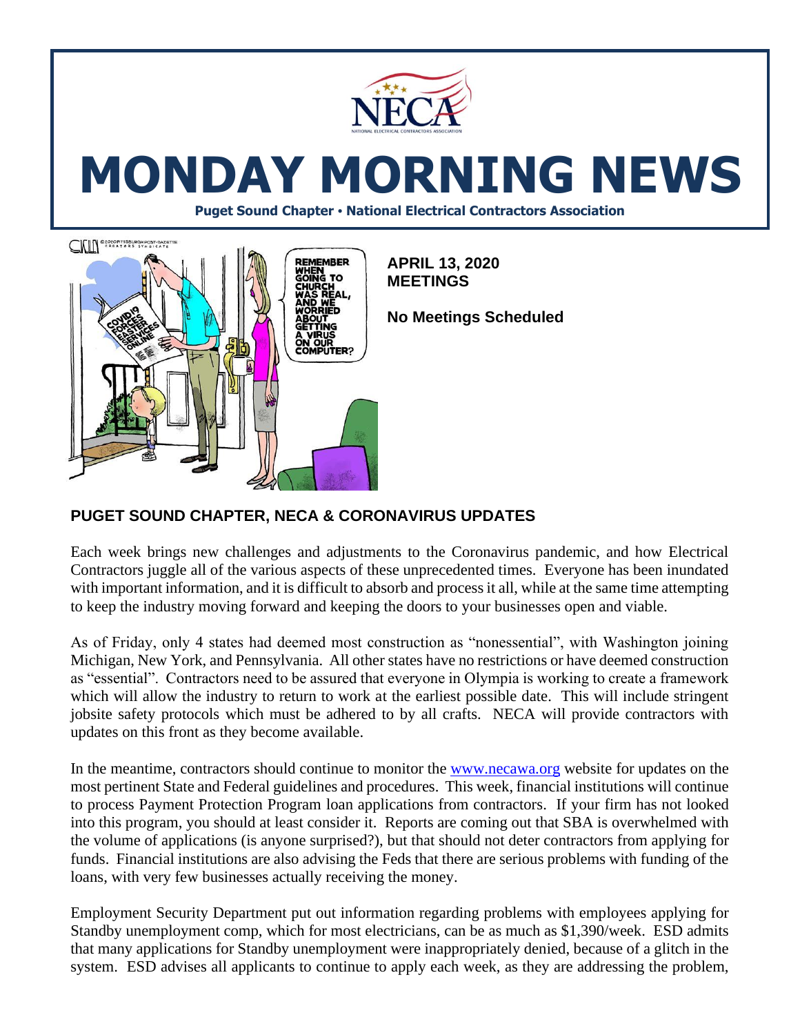# MONDAY MORNING NEWS

**Puget Sound Chapter • National Electrical Contractors Association**

**APRIL 13, 2020**
**MEETINGS**

**No Meetings Scheduled**

## PUGET SOUND CHAPTER, NECA & CORONAVIRUS UPDATES

Each week brings new challenges and adjustments to the Coronavirus pandemic, and how Electrical Contractors juggle all of the various aspects of these unprecedented times. Everyone has been inundated with important information, and it is difficult to absorb and process it all, while at the same time attempting to keep the industry moving forward and keeping the doors to your businesses open and viable.

As of Friday, only 4 states had deemed most construction as "nonessential", with Washington joining Michigan, New York, and Pennsylvania. All other states have no restrictions or have deemed construction as "essential". Contractors need to be assured that everyone in Olympia is working to create a framework which will allow the industry to return to work at the earliest possible date. This will include stringent jobsite safety protocols which must be adhered to by all crafts. NECA will provide contractors with updates on this front as they become available.

In the meantime, contractors should continue to monitor the [www.necawa.org](http://www.necawa.org) website for updates on the most pertinent State and Federal guidelines and procedures. This week, financial institutions will continue to process Payment Protection Program loan applications from contractors. If your firm has not looked into this program, you should at least consider it. Reports are coming out that SBA is overwhelmed with the volume of applications (is anyone surprised?), but that should not deter contractors from applying for funds. Financial institutions are also advising the Feds that there are serious problems with funding of the loans, with very few businesses actually receiving the money.

Employment Security Department put out information regarding problems with employees applying for Standby unemployment comp, which for most electricians, can be as much as $1,390/week. ESD admits that many applications for Standby unemployment were inappropriately denied, because of a glitch in the system. ESD advises all applicants to continue to apply each week, as they are addressing the problem,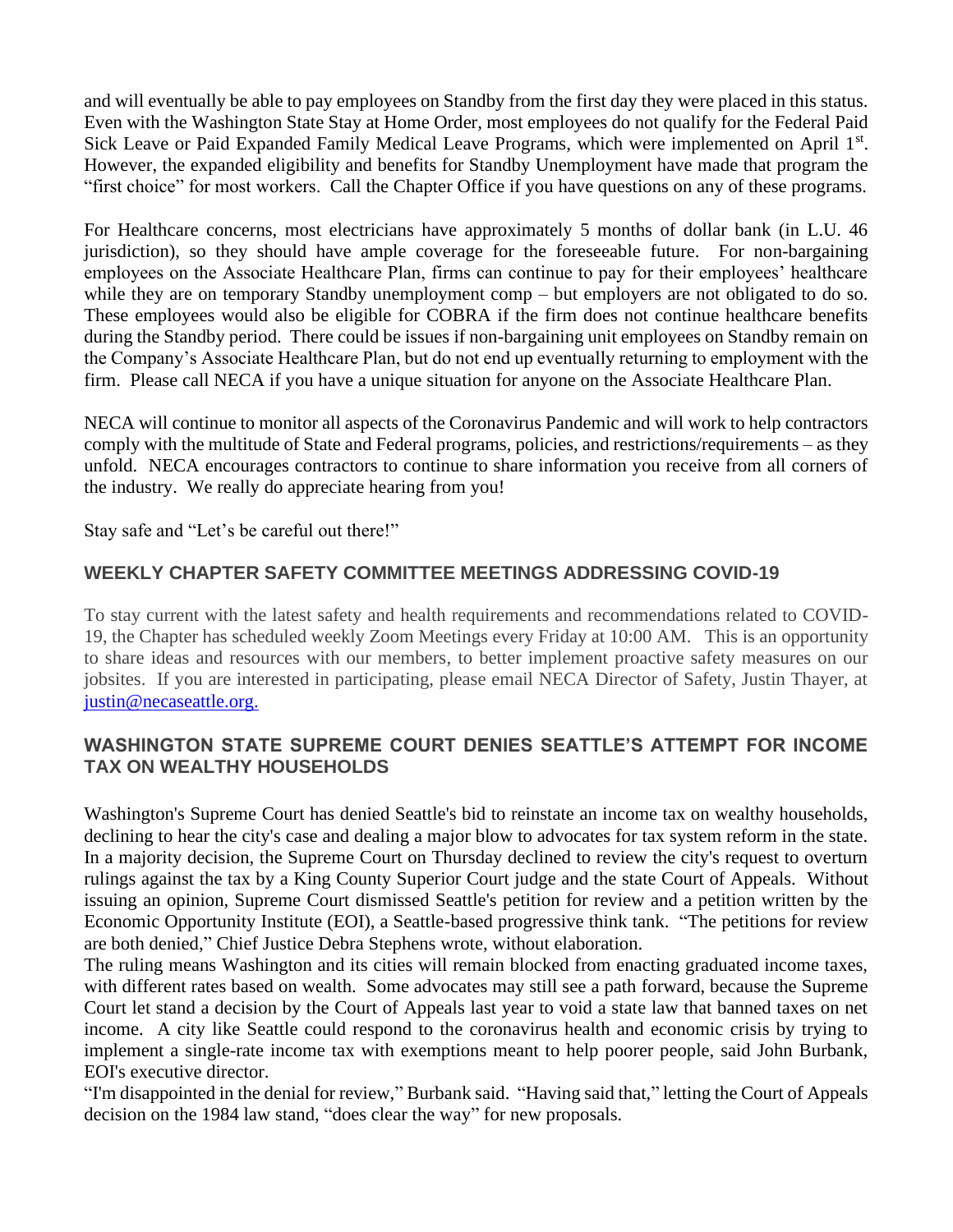and will eventually be able to pay employees on Standby from the first day they were placed in this status. Even with the Washington State Stay at Home Order, most employees do not qualify for the Federal Paid Sick Leave or Paid Expanded Family Medical Leave Programs, which were implemented on April 1st. However, the expanded eligibility and benefits for Standby Unemployment have made that program the "first choice" for most workers. Call the Chapter Office if you have questions on any of these programs.

For Healthcare concerns, most electricians have approximately 5 months of dollar bank (in L.U. 46 jurisdiction), so they should have ample coverage for the foreseeable future. For non-bargaining employees on the Associate Healthcare Plan, firms can continue to pay for their employees' healthcare while they are on temporary Standby unemployment comp – but employers are not obligated to do so. These employees would also be eligible for COBRA if the firm does not continue healthcare benefits during the Standby period. There could be issues if non-bargaining unit employees on Standby remain on the Company's Associate Healthcare Plan, but do not end up eventually returning to employment with the firm. Please call NECA if you have a unique situation for anyone on the Associate Healthcare Plan.

NECA will continue to monitor all aspects of the Coronavirus Pandemic and will work to help contractors comply with the multitude of State and Federal programs, policies, and restrictions/requirements – as they unfold. NECA encourages contractors to continue to share information you receive from all corners of the industry. We really do appreciate hearing from you!

Stay safe and "Let's be careful out there!"

## WEEKLY CHAPTER SAFETY COMMITTEE MEETINGS ADDRESSING COVID-19

To stay current with the latest safety and health requirements and recommendations related to COVID-19, the Chapter has scheduled weekly Zoom Meetings every Friday at 10:00 AM. This is an opportunity to share ideas and resources with our members, to better implement proactive safety measures on our jobsites. If you are interested in participating, please email NECA Director of Safety, Justin Thayer, at justin@necaseattle.org.

## WASHINGTON STATE SUPREME COURT DENIES SEATTLE'S ATTEMPT FOR INCOME TAX ON WEALTHY HOUSEHOLDS

Washington's Supreme Court has denied Seattle's bid to reinstate an income tax on wealthy households, declining to hear the city's case and dealing a major blow to advocates for tax system reform in the state. In a majority decision, the Supreme Court on Thursday declined to review the city's request to overturn rulings against the tax by a King County Superior Court judge and the state Court of Appeals. Without issuing an opinion, Supreme Court dismissed Seattle's petition for review and a petition written by the Economic Opportunity Institute (EOI), a Seattle-based progressive think tank. "The petitions for review are both denied," Chief Justice Debra Stephens wrote, without elaboration.

The ruling means Washington and its cities will remain blocked from enacting graduated income taxes, with different rates based on wealth. Some advocates may still see a path forward, because the Supreme Court let stand a decision by the Court of Appeals last year to void a state law that banned taxes on net income. A city like Seattle could respond to the coronavirus health and economic crisis by trying to implement a single-rate income tax with exemptions meant to help poorer people, said John Burbank, EOI's executive director.

"I'm disappointed in the denial for review," Burbank said. "Having said that," letting the Court of Appeals decision on the 1984 law stand, "does clear the way" for new proposals.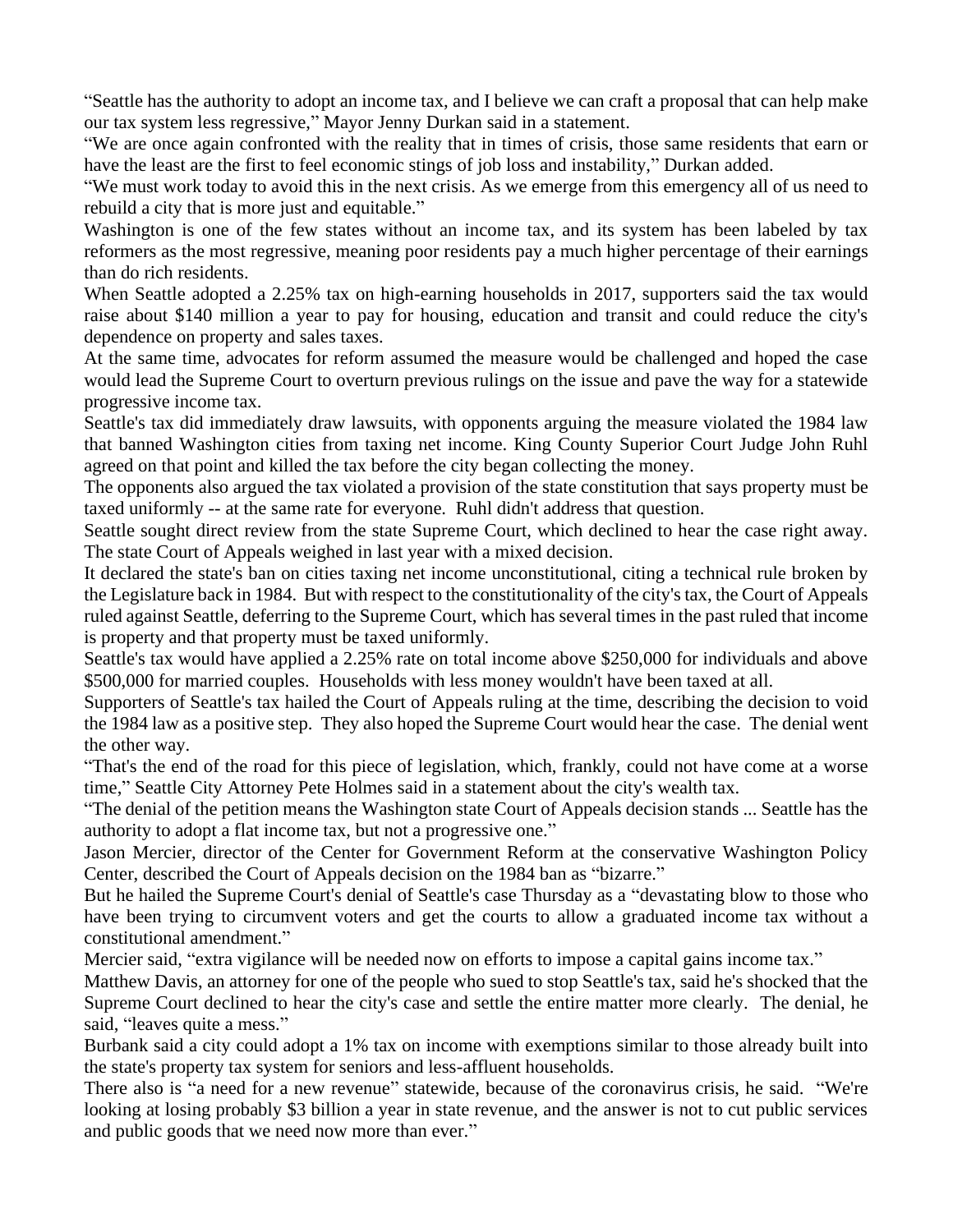"Seattle has the authority to adopt an income tax, and I believe we can craft a proposal that can help make our tax system less regressive," Mayor Jenny Durkan said in a statement.

"We are once again confronted with the reality that in times of crisis, those same residents that earn or have the least are the first to feel economic stings of job loss and instability," Durkan added.

"We must work today to avoid this in the next crisis. As we emerge from this emergency all of us need to rebuild a city that is more just and equitable."

Washington is one of the few states without an income tax, and its system has been labeled by tax reformers as the most regressive, meaning poor residents pay a much higher percentage of their earnings than do rich residents.

When Seattle adopted a 2.25% tax on high-earning households in 2017, supporters said the tax would raise about $140 million a year to pay for housing, education and transit and could reduce the city's dependence on property and sales taxes.

At the same time, advocates for reform assumed the measure would be challenged and hoped the case would lead the Supreme Court to overturn previous rulings on the issue and pave the way for a statewide progressive income tax.

Seattle's tax did immediately draw lawsuits, with opponents arguing the measure violated the 1984 law that banned Washington cities from taxing net income. King County Superior Court Judge John Ruhl agreed on that point and killed the tax before the city began collecting the money.

The opponents also argued the tax violated a provision of the state constitution that says property must be taxed uniformly -- at the same rate for everyone. Ruhl didn't address that question.

Seattle sought direct review from the state Supreme Court, which declined to hear the case right away. The state Court of Appeals weighed in last year with a mixed decision.

It declared the state's ban on cities taxing net income unconstitutional, citing a technical rule broken by the Legislature back in 1984. But with respect to the constitutionality of the city's tax, the Court of Appeals ruled against Seattle, deferring to the Supreme Court, which has several times in the past ruled that income is property and that property must be taxed uniformly.

Seattle's tax would have applied a 2.25% rate on total income above $250,000 for individuals and above $500,000 for married couples. Households with less money wouldn't have been taxed at all.

Supporters of Seattle's tax hailed the Court of Appeals ruling at the time, describing the decision to void the 1984 law as a positive step. They also hoped the Supreme Court would hear the case. The denial went the other way.

"That's the end of the road for this piece of legislation, which, frankly, could not have come at a worse time," Seattle City Attorney Pete Holmes said in a statement about the city's wealth tax.

"The denial of the petition means the Washington state Court of Appeals decision stands ... Seattle has the authority to adopt a flat income tax, but not a progressive one."

Jason Mercier, director of the Center for Government Reform at the conservative Washington Policy Center, described the Court of Appeals decision on the 1984 ban as "bizarre."

But he hailed the Supreme Court's denial of Seattle's case Thursday as a "devastating blow to those who have been trying to circumvent voters and get the courts to allow a graduated income tax without a constitutional amendment."

Mercier said, "extra vigilance will be needed now on efforts to impose a capital gains income tax."

Matthew Davis, an attorney for one of the people who sued to stop Seattle's tax, said he's shocked that the Supreme Court declined to hear the city's case and settle the entire matter more clearly. The denial, he said, "leaves quite a mess."

Burbank said a city could adopt a 1% tax on income with exemptions similar to those already built into the state's property tax system for seniors and less-affluent households.

There also is "a need for a new revenue" statewide, because of the coronavirus crisis, he said. "We're looking at losing probably $3 billion a year in state revenue, and the answer is not to cut public services and public goods that we need now more than ever."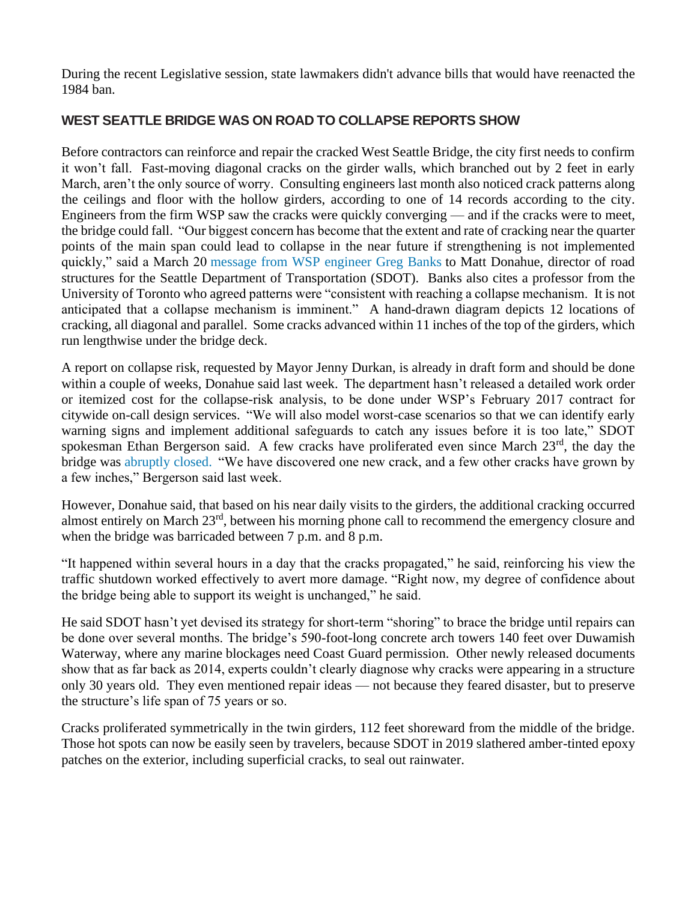During the recent Legislative session, state lawmakers didn't advance bills that would have reenacted the 1984 ban.

## WEST SEATTLE BRIDGE WAS ON ROAD TO COLLAPSE REPORTS SHOW

Before contractors can reinforce and repair the cracked West Seattle Bridge, the city first needs to confirm it won't fall. Fast-moving diagonal cracks on the girder walls, which branched out by 2 feet in early March, aren't the only source of worry. Consulting engineers last month also noticed crack patterns along the ceilings and floor with the hollow girders, according to one of 14 records according to the city. Engineers from the firm WSP saw the cracks were quickly converging — and if the cracks were to meet, the bridge could fall. "Our biggest concern has become that the extent and rate of cracking near the quarter points of the main span could lead to collapse in the near future if strengthening is not implemented quickly," said a March 20 message from WSP engineer Greg Banks to Matt Donahue, director of road structures for the Seattle Department of Transportation (SDOT). Banks also cites a professor from the University of Toronto who agreed patterns were "consistent with reaching a collapse mechanism. It is not anticipated that a collapse mechanism is imminent." A hand-drawn diagram depicts 12 locations of cracking, all diagonal and parallel. Some cracks advanced within 11 inches of the top of the girders, which run lengthwise under the bridge deck.

A report on collapse risk, requested by Mayor Jenny Durkan, is already in draft form and should be done within a couple of weeks, Donahue said last week. The department hasn't released a detailed work order or itemized cost for the collapse-risk analysis, to be done under WSP's February 2017 contract for citywide on-call design services. "We will also model worst-case scenarios so that we can identify early warning signs and implement additional safeguards to catch any issues before it is too late," SDOT spokesman Ethan Bergerson said. A few cracks have proliferated even since March 23rd, the day the bridge was abruptly closed. "We have discovered one new crack, and a few other cracks have grown by a few inches," Bergerson said last week.

However, Donahue said, that based on his near daily visits to the girders, the additional cracking occurred almost entirely on March 23rd, between his morning phone call to recommend the emergency closure and when the bridge was barricaded between 7 p.m. and 8 p.m.

"It happened within several hours in a day that the cracks propagated," he said, reinforcing his view the traffic shutdown worked effectively to avert more damage. "Right now, my degree of confidence about the bridge being able to support its weight is unchanged," he said.

He said SDOT hasn't yet devised its strategy for short-term "shoring" to brace the bridge until repairs can be done over several months. The bridge's 590-foot-long concrete arch towers 140 feet over Duwamish Waterway, where any marine blockages need Coast Guard permission. Other newly released documents show that as far back as 2014, experts couldn't clearly diagnose why cracks were appearing in a structure only 30 years old. They even mentioned repair ideas — not because they feared disaster, but to preserve the structure's life span of 75 years or so.

Cracks proliferated symmetrically in the twin girders, 112 feet shoreward from the middle of the bridge. Those hot spots can now be easily seen by travelers, because SDOT in 2019 slathered amber-tinted epoxy patches on the exterior, including superficial cracks, to seal out rainwater.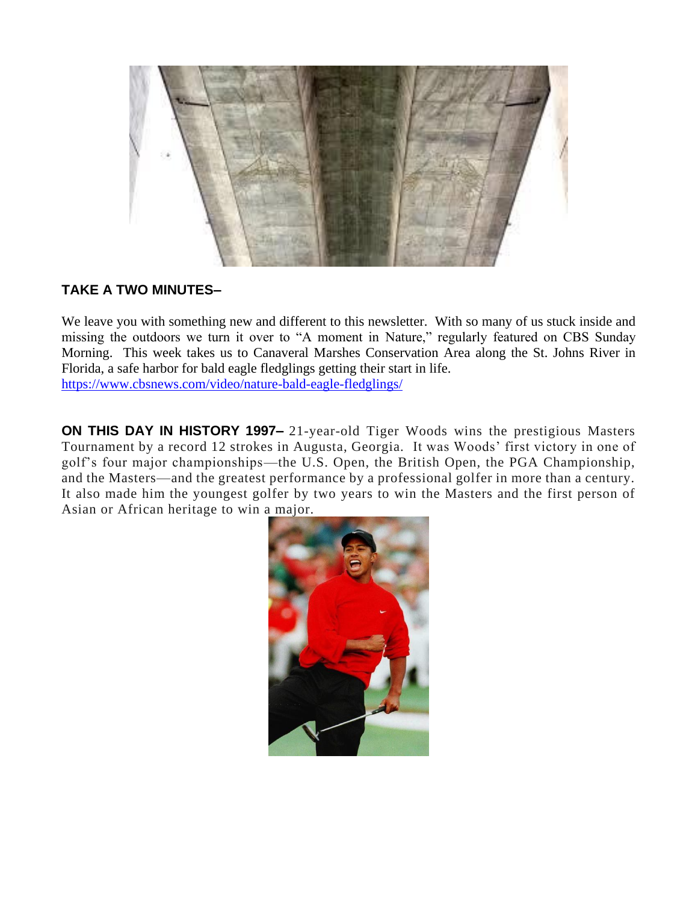**TAKE A TWO MINUTES–**

We leave you with something new and different to this newsletter. With so many of us stuck inside and missing the outdoors we turn it over to "A moment in Nature," regularly featured on CBS Sunday Morning. This week takes us to Canaveral Marshes Conservation Area along the St. Johns River in Florida, a safe harbor for bald eagle fledglings getting their start in life.
https://www.cbsnews.com/video/nature-bald-eagle-fledglings/

**ON THIS DAY IN HISTORY 1997–** 21-year-old Tiger Woods wins the prestigious Masters Tournament by a record 12 strokes in Augusta, Georgia. It was Woods' first victory in one of golf's four major championships—the U.S. Open, the British Open, the PGA Championship, and the Masters—and the greatest performance by a professional golfer in more than a century. It also made him the youngest golfer by two years to win the Masters and the first person of Asian or African heritage to win a major.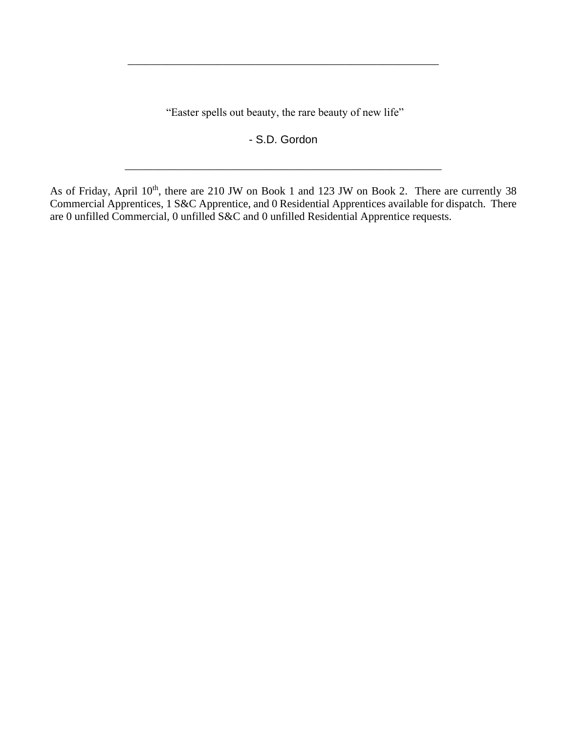---

"Easter spells out beauty, the rare beauty of new life"

- S.D. Gordon

---

As of Friday, April 10th, there are 210 JW on Book 1 and 123 JW on Book 2. There are currently 38 Commercial Apprentices, 1 S&C Apprentice, and 0 Residential Apprentices available for dispatch. There are 0 unfilled Commercial, 0 unfilled S&C and 0 unfilled Residential Apprentice requests.